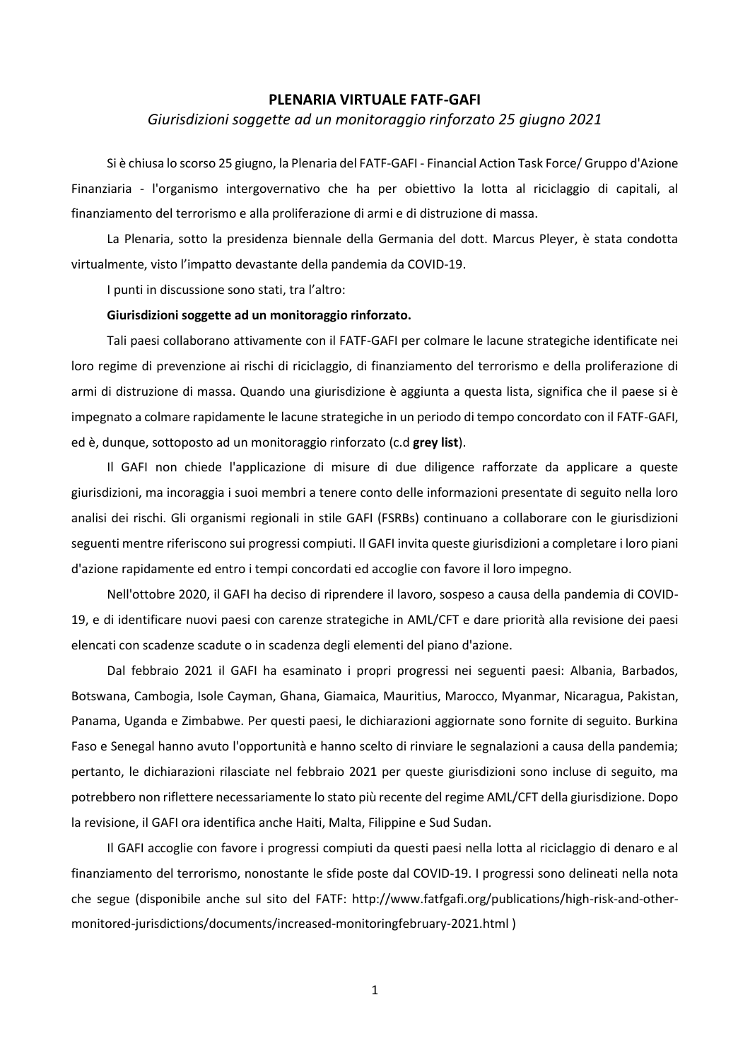**PLENARIA VIRTUALE FATF-GAFI**

*Giurisdizioni soggette ad un monitoraggio rinforzato 25 giugno 2021*

Si è chiusa lo scorso 25 giugno, la Plenaria del FATF-GAFI - Financial Action Task Force/ Gruppo d'Azione Finanziaria - l'organismo intergovernativo che ha per obiettivo la lotta al riciclaggio di capitali, al finanziamento del terrorismo e alla proliferazione di armi e di distruzione di massa.

La Plenaria, sotto la presidenza biennale della Germania del dott. Marcus Pleyer, è stata condotta virtualmente, visto l'impatto devastante della pandemia da COVID-19.

I punti in discussione sono stati, tra l'altro:

**Giurisdizioni soggette ad un monitoraggio rinforzato.**

Tali paesi collaborano attivamente con il FATF-GAFI per colmare le lacune strategiche identificate nei loro regime di prevenzione ai rischi di riciclaggio, di finanziamento del terrorismo e della proliferazione di armi di distruzione di massa. Quando una giurisdizione è aggiunta a questa lista, significa che il paese si è impegnato a colmare rapidamente le lacune strategiche in un periodo di tempo concordato con il FATF-GAFI, ed è, dunque, sottoposto ad un monitoraggio rinforzato (c.d **grey list**).

Il GAFI non chiede l'applicazione di misure di due diligence rafforzate da applicare a queste giurisdizioni, ma incoraggia i suoi membri a tenere conto delle informazioni presentate di seguito nella loro analisi dei rischi. Gli organismi regionali in stile GAFI (FSRBs) continuano a collaborare con le giurisdizioni seguenti mentre riferiscono sui progressi compiuti. Il GAFI invita queste giurisdizioni a completare i loro piani d'azione rapidamente ed entro i tempi concordati ed accoglie con favore il loro impegno.

Nell'ottobre 2020, il GAFI ha deciso di riprendere il lavoro, sospeso a causa della pandemia di COVID-19, e di identificare nuovi paesi con carenze strategiche in AML/CFT e dare priorità alla revisione dei paesi elencati con scadenze scadute o in scadenza degli elementi del piano d'azione.

Dal febbraio 2021 il GAFI ha esaminato i propri progressi nei seguenti paesi: Albania, Barbados, Botswana, Cambogia, Isole Cayman, Ghana, Giamaica, Mauritius, Marocco, Myanmar, Nicaragua, Pakistan, Panama, Uganda e Zimbabwe. Per questi paesi, le dichiarazioni aggiornate sono fornite di seguito. Burkina Faso e Senegal hanno avuto l'opportunità e hanno scelto di rinviare le segnalazioni a causa della pandemia; pertanto, le dichiarazioni rilasciate nel febbraio 2021 per queste giurisdizioni sono incluse di seguito, ma potrebbero non riflettere necessariamente lo stato più recente del regime AML/CFT della giurisdizione. Dopo la revisione, il GAFI ora identifica anche Haiti, Malta, Filippine e Sud Sudan.

Il GAFI accoglie con favore i progressi compiuti da questi paesi nella lotta al riciclaggio di denaro e al finanziamento del terrorismo, nonostante le sfide poste dal COVID-19. I progressi sono delineati nella nota che segue (disponibile anche sul sito del FATF: http://www.fatfgafi.org/publications/high-risk-and-other-monitored-jurisdictions/documents/increased-monitoringfebruary-2021.html )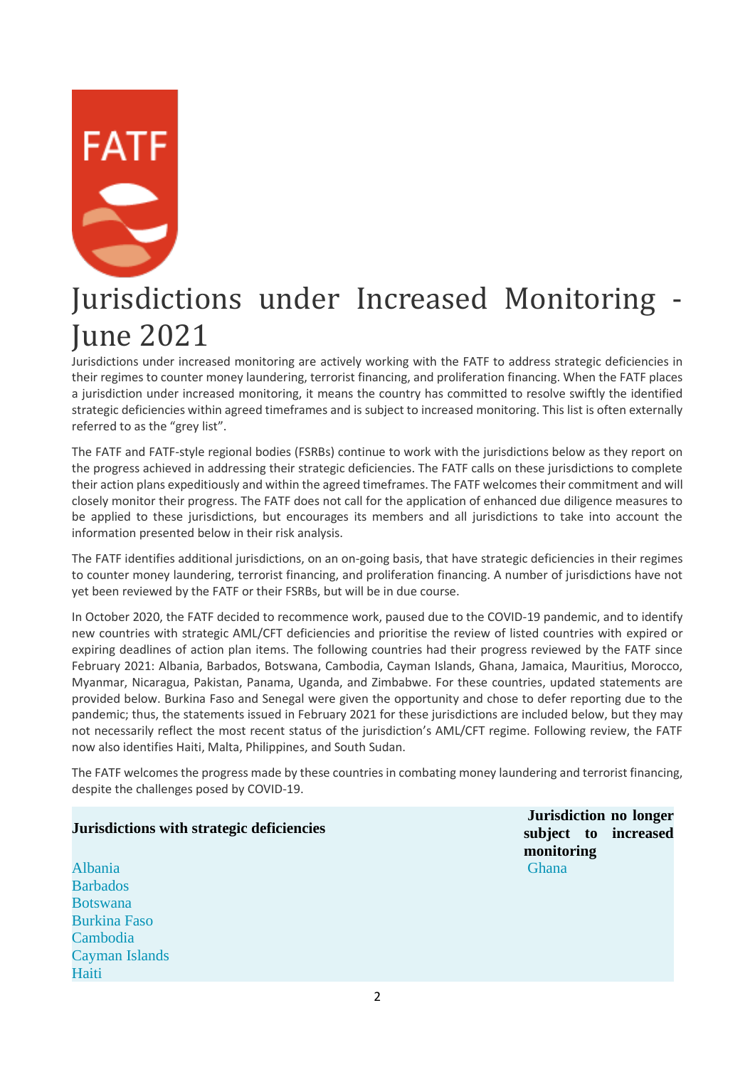# Jurisdictions under Increased Monitoring - June 2021

Jurisdictions under increased monitoring are actively working with the FATF to address strategic deficiencies in their regimes to counter money laundering, terrorist financing, and proliferation financing. When the FATF places a jurisdiction under increased monitoring, it means the country has committed to resolve swiftly the identified strategic deficiencies within agreed timeframes and is subject to increased monitoring. This list is often externally referred to as the "grey list".

The FATF and FATF-style regional bodies (FSRBs) continue to work with the jurisdictions below as they report on the progress achieved in addressing their strategic deficiencies. The FATF calls on these jurisdictions to complete their action plans expeditiously and within the agreed timeframes. The FATF welcomes their commitment and will closely monitor their progress. The FATF does not call for the application of enhanced due diligence measures to be applied to these jurisdictions, but encourages its members and all jurisdictions to take into account the information presented below in their risk analysis.

The FATF identifies additional jurisdictions, on an on-going basis, that have strategic deficiencies in their regimes to counter money laundering, terrorist financing, and proliferation financing. A number of jurisdictions have not yet been reviewed by the FATF or their FSRBs, but will be in due course.

In October 2020, the FATF decided to recommence work, paused due to the COVID-19 pandemic, and to identify new countries with strategic AML/CFT deficiencies and prioritise the review of listed countries with expired or expiring deadlines of action plan items. The following countries had their progress reviewed by the FATF since February 2021: Albania, Barbados, Botswana, Cambodia, Cayman Islands, Ghana, Jamaica, Mauritius, Morocco, Myanmar, Nicaragua, Pakistan, Panama, Uganda, and Zimbabwe. For these countries, updated statements are provided below. Burkina Faso and Senegal were given the opportunity and chose to defer reporting due to the pandemic; thus, the statements issued in February 2021 for these jurisdictions are included below, but they may not necessarily reflect the most recent status of the jurisdiction's AML/CFT regime. Following review, the FATF now also identifies Haiti, Malta, Philippines, and South Sudan.

The FATF welcomes the progress made by these countries in combating money laundering and terrorist financing, despite the challenges posed by COVID-19.

| **Jurisdictions with strategic deficiencies** | **Jurisdiction no longer subject to increased monitoring** |
|---|---|
| Albania | Ghana |
| Barbados | |
| Botswana | |
| Burkina Faso | |
| Cambodia | |
| Cayman Islands | |
| Haiti | |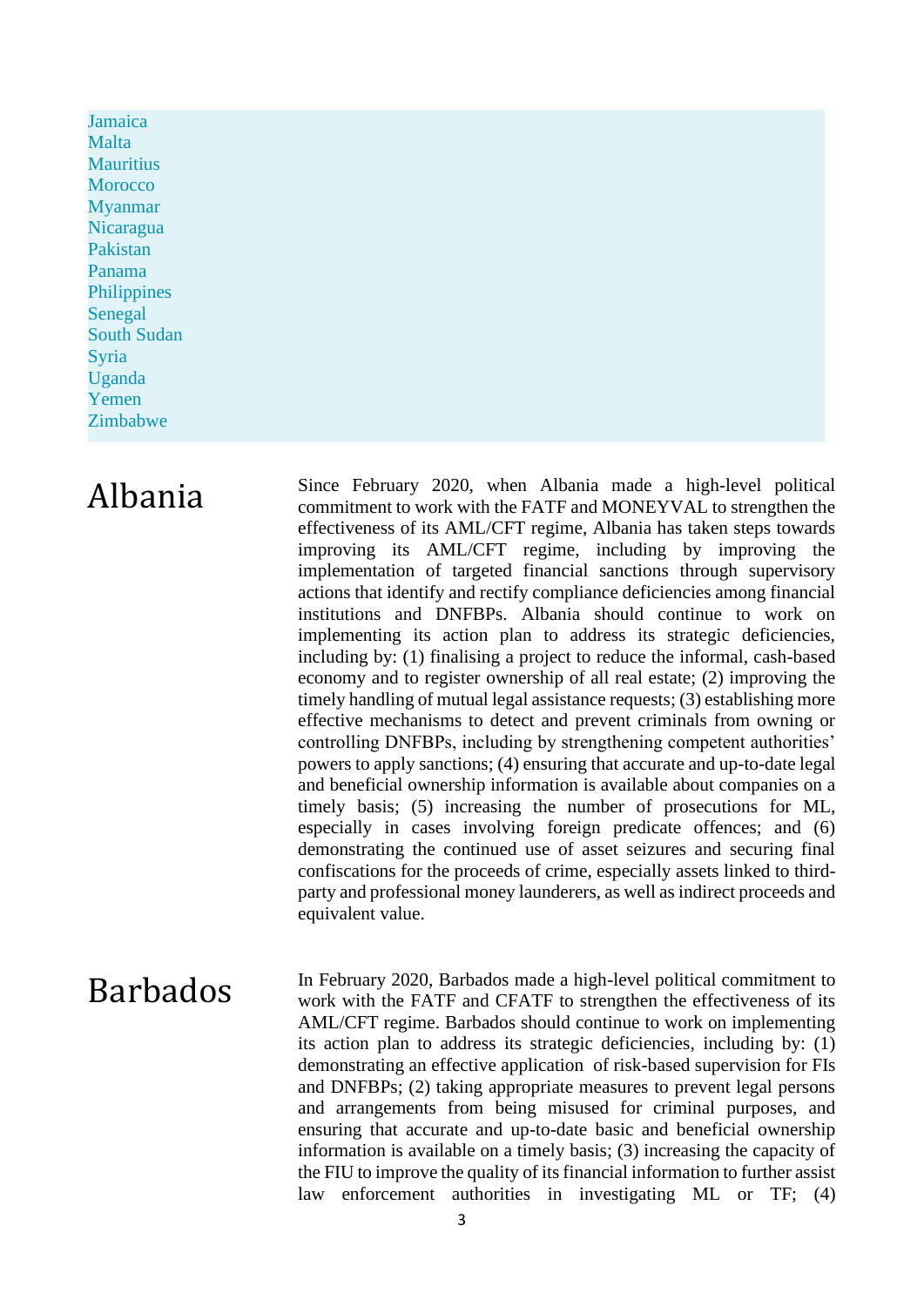- Jamaica
- Malta
- Mauritius
- Morocco
- Myanmar
- Nicaragua
- Pakistan
- Panama
- Philippines
- Senegal
- South Sudan
- Syria
- Uganda
- Yemen
- Zimbabwe

# Albania

Since February 2020, when Albania made a high-level political commitment to work with the FATF and MONEYVAL to strengthen the effectiveness of its AML/CFT regime, Albania has taken steps towards improving its AML/CFT regime, including by improving the implementation of targeted financial sanctions through supervisory actions that identify and rectify compliance deficiencies among financial institutions and DNFBPs. Albania should continue to work on implementing its action plan to address its strategic deficiencies, including by: (1) finalising a project to reduce the informal, cash-based economy and to register ownership of all real estate; (2) improving the timely handling of mutual legal assistance requests; (3) establishing more effective mechanisms to detect and prevent criminals from owning or controlling DNFBPs, including by strengthening competent authorities' powers to apply sanctions; (4) ensuring that accurate and up-to-date legal and beneficial ownership information is available about companies on a timely basis; (5) increasing the number of prosecutions for ML, especially in cases involving foreign predicate offences; and (6) demonstrating the continued use of asset seizures and securing final confiscations for the proceeds of crime, especially assets linked to third-party and professional money launderers, as well as indirect proceeds and equivalent value.

# Barbados

In February 2020, Barbados made a high-level political commitment to work with the FATF and CFATF to strengthen the effectiveness of its AML/CFT regime. Barbados should continue to work on implementing its action plan to address its strategic deficiencies, including by: (1) demonstrating an effective application of risk-based supervision for FIs and DNFBPs; (2) taking appropriate measures to prevent legal persons and arrangements from being misused for criminal purposes, and ensuring that accurate and up-to-date basic and beneficial ownership information is available on a timely basis; (3) increasing the capacity of the FIU to improve the quality of its financial information to further assist law enforcement authorities in investigating ML or TF; (4)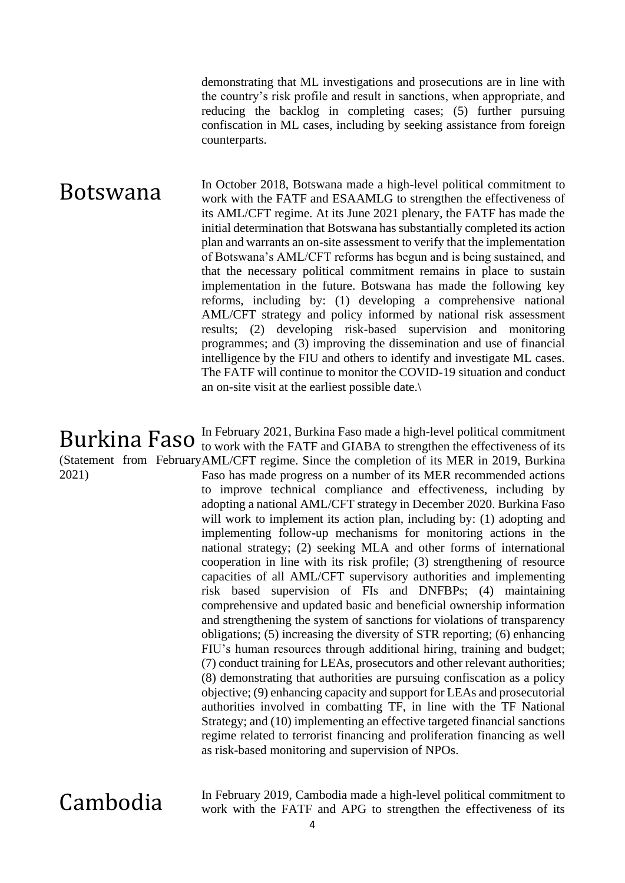demonstrating that ML investigations and prosecutions are in line with the country's risk profile and result in sanctions, when appropriate, and reducing the backlog in completing cases; (5) further pursuing confiscation in ML cases, including by seeking assistance from foreign counterparts.

# Botswana

In October 2018, Botswana made a high-level political commitment to work with the FATF and ESAAMLG to strengthen the effectiveness of its AML/CFT regime. At its June 2021 plenary, the FATF has made the initial determination that Botswana has substantially completed its action plan and warrants an on-site assessment to verify that the implementation of Botswana's AML/CFT reforms has begun and is being sustained, and that the necessary political commitment remains in place to sustain implementation in the future. Botswana has made the following key reforms, including by: (1) developing a comprehensive national AML/CFT strategy and policy informed by national risk assessment results; (2) developing risk-based supervision and monitoring programmes; and (3) improving the dissemination and use of financial intelligence by the FIU and others to identify and investigate ML cases. The FATF will continue to monitor the COVID-19 situation and conduct an on-site visit at the earliest possible date.\

# Burkina Faso

(Statement from February 2021)

In February 2021, Burkina Faso made a high-level political commitment to work with the FATF and GIABA to strengthen the effectiveness of its AML/CFT regime. Since the completion of its MER in 2019, Burkina Faso has made progress on a number of its MER recommended actions to improve technical compliance and effectiveness, including by adopting a national AML/CFT strategy in December 2020. Burkina Faso will work to implement its action plan, including by: (1) adopting and implementing follow-up mechanisms for monitoring actions in the national strategy; (2) seeking MLA and other forms of international cooperation in line with its risk profile; (3) strengthening of resource capacities of all AML/CFT supervisory authorities and implementing risk based supervision of FIs and DNFBPs; (4) maintaining comprehensive and updated basic and beneficial ownership information and strengthening the system of sanctions for violations of transparency obligations; (5) increasing the diversity of STR reporting; (6) enhancing FIU's human resources through additional hiring, training and budget; (7) conduct training for LEAs, prosecutors and other relevant authorities; (8) demonstrating that authorities are pursuing confiscation as a policy objective; (9) enhancing capacity and support for LEAs and prosecutorial authorities involved in combatting TF, in line with the TF National Strategy; and (10) implementing an effective targeted financial sanctions regime related to terrorist financing and proliferation financing as well as risk-based monitoring and supervision of NPOs.

# Cambodia

In February 2019, Cambodia made a high-level political commitment to work with the FATF and APG to strengthen the effectiveness of its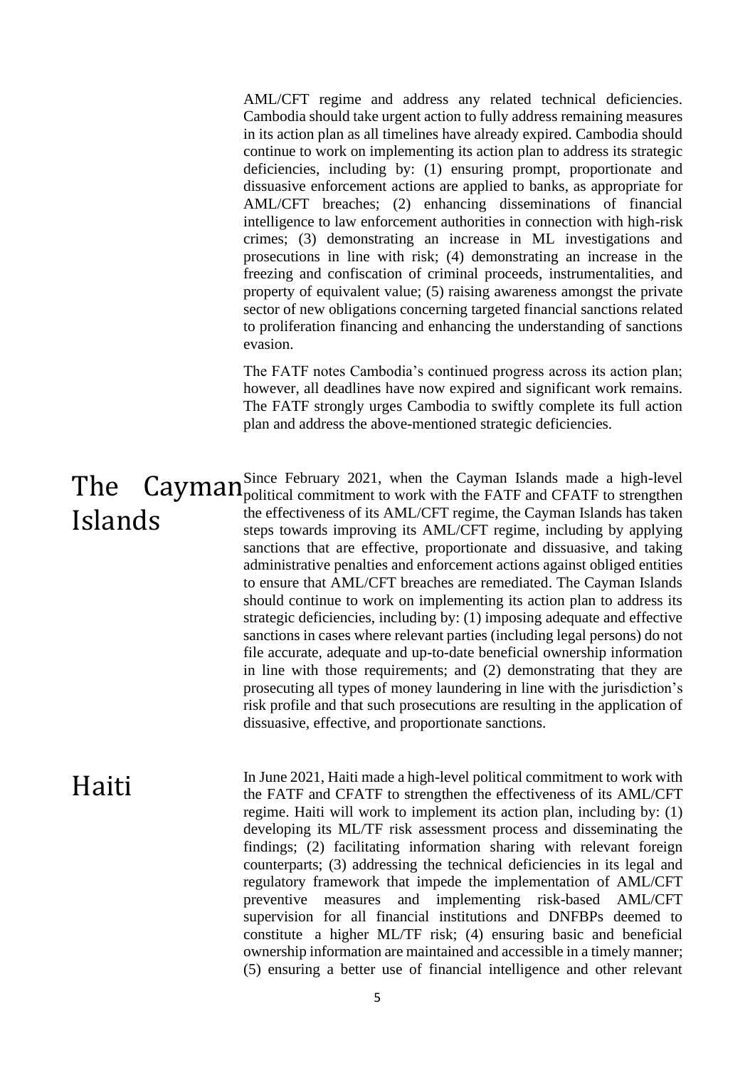AML/CFT regime and address any related technical deficiencies. Cambodia should take urgent action to fully address remaining measures in its action plan as all timelines have already expired. Cambodia should continue to work on implementing its action plan to address its strategic deficiencies, including by: (1) ensuring prompt, proportionate and dissuasive enforcement actions are applied to banks, as appropriate for AML/CFT breaches; (2) enhancing disseminations of financial intelligence to law enforcement authorities in connection with high-risk crimes; (3) demonstrating an increase in ML investigations and prosecutions in line with risk; (4) demonstrating an increase in the freezing and confiscation of criminal proceeds, instrumentalities, and property of equivalent value; (5) raising awareness amongst the private sector of new obligations concerning targeted financial sanctions related to proliferation financing and enhancing the understanding of sanctions evasion.

The FATF notes Cambodia's continued progress across its action plan; however, all deadlines have now expired and significant work remains. The FATF strongly urges Cambodia to swiftly complete its full action plan and address the above-mentioned strategic deficiencies.

## The Cayman Islands

Since February 2021, when the Cayman Islands made a high-level political commitment to work with the FATF and CFATF to strengthen the effectiveness of its AML/CFT regime, the Cayman Islands has taken steps towards improving its AML/CFT regime, including by applying sanctions that are effective, proportionate and dissuasive, and taking administrative penalties and enforcement actions against obliged entities to ensure that AML/CFT breaches are remediated. The Cayman Islands should continue to work on implementing its action plan to address its strategic deficiencies, including by: (1) imposing adequate and effective sanctions in cases where relevant parties (including legal persons) do not file accurate, adequate and up-to-date beneficial ownership information in line with those requirements; and (2) demonstrating that they are prosecuting all types of money laundering in line with the jurisdiction's risk profile and that such prosecutions are resulting in the application of dissuasive, effective, and proportionate sanctions.

## Haiti

In June 2021, Haiti made a high-level political commitment to work with the FATF and CFATF to strengthen the effectiveness of its AML/CFT regime. Haiti will work to implement its action plan, including by: (1) developing its ML/TF risk assessment process and disseminating the findings; (2) facilitating information sharing with relevant foreign counterparts; (3) addressing the technical deficiencies in its legal and regulatory framework that impede the implementation of AML/CFT preventive measures and implementing risk-based AML/CFT supervision for all financial institutions and DNFBPs deemed to constitute a higher ML/TF risk; (4) ensuring basic and beneficial ownership information are maintained and accessible in a timely manner; (5) ensuring a better use of financial intelligence and other relevant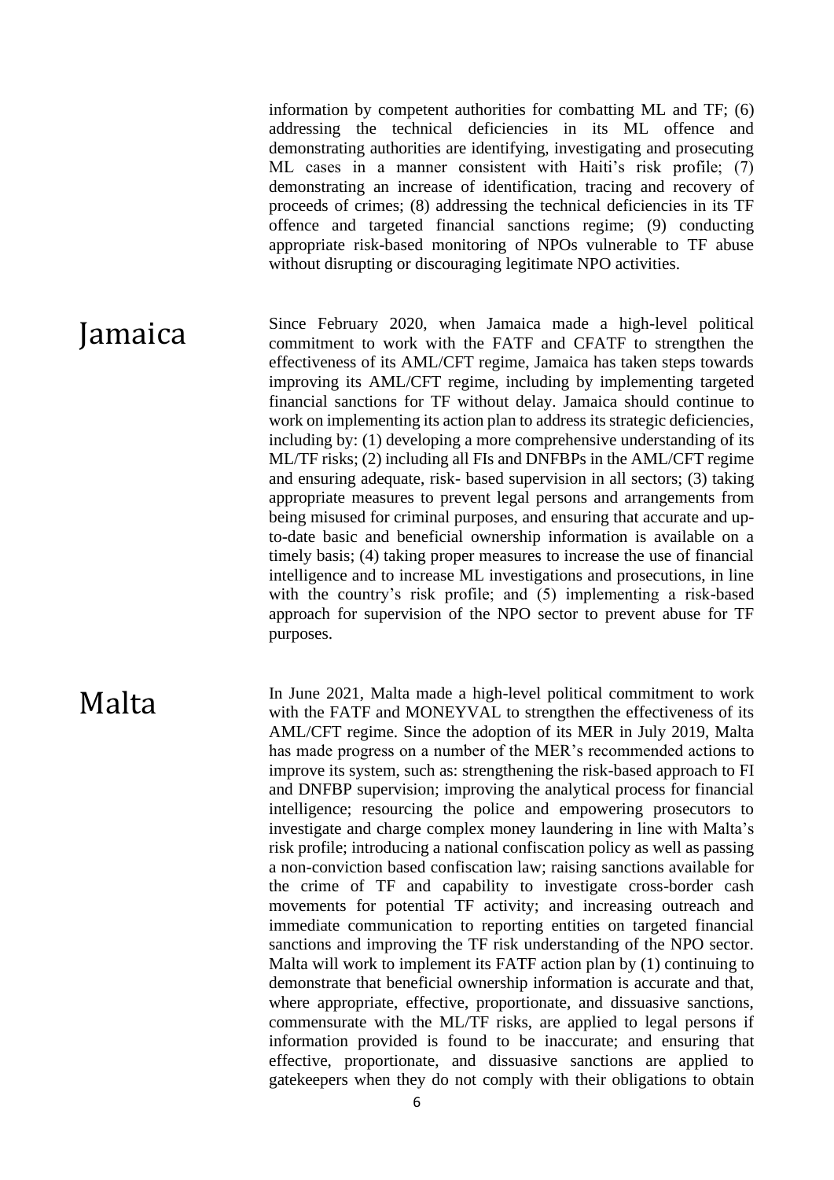information by competent authorities for combatting ML and TF; (6) addressing the technical deficiencies in its ML offence and demonstrating authorities are identifying, investigating and prosecuting ML cases in a manner consistent with Haiti's risk profile; (7) demonstrating an increase of identification, tracing and recovery of proceeds of crimes; (8) addressing the technical deficiencies in its TF offence and targeted financial sanctions regime; (9) conducting appropriate risk-based monitoring of NPOs vulnerable to TF abuse without disrupting or discouraging legitimate NPO activities.

## Jamaica

Since February 2020, when Jamaica made a high-level political commitment to work with the FATF and CFATF to strengthen the effectiveness of its AML/CFT regime, Jamaica has taken steps towards improving its AML/CFT regime, including by implementing targeted financial sanctions for TF without delay. Jamaica should continue to work on implementing its action plan to address its strategic deficiencies, including by: (1) developing a more comprehensive understanding of its ML/TF risks; (2) including all FIs and DNFBPs in the AML/CFT regime and ensuring adequate, risk- based supervision in all sectors; (3) taking appropriate measures to prevent legal persons and arrangements from being misused for criminal purposes, and ensuring that accurate and up-to-date basic and beneficial ownership information is available on a timely basis; (4) taking proper measures to increase the use of financial intelligence and to increase ML investigations and prosecutions, in line with the country's risk profile; and (5) implementing a risk-based approach for supervision of the NPO sector to prevent abuse for TF purposes.

## Malta

In June 2021, Malta made a high-level political commitment to work with the FATF and MONEYVAL to strengthen the effectiveness of its AML/CFT regime. Since the adoption of its MER in July 2019, Malta has made progress on a number of the MER's recommended actions to improve its system, such as: strengthening the risk-based approach to FI and DNFBP supervision; improving the analytical process for financial intelligence; resourcing the police and empowering prosecutors to investigate and charge complex money laundering in line with Malta's risk profile; introducing a national confiscation policy as well as passing a non-conviction based confiscation law; raising sanctions available for the crime of TF and capability to investigate cross-border cash movements for potential TF activity; and increasing outreach and immediate communication to reporting entities on targeted financial sanctions and improving the TF risk understanding of the NPO sector. Malta will work to implement its FATF action plan by (1) continuing to demonstrate that beneficial ownership information is accurate and that, where appropriate, effective, proportionate, and dissuasive sanctions, commensurate with the ML/TF risks, are applied to legal persons if information provided is found to be inaccurate; and ensuring that effective, proportionate, and dissuasive sanctions are applied to gatekeepers when they do not comply with their obligations to obtain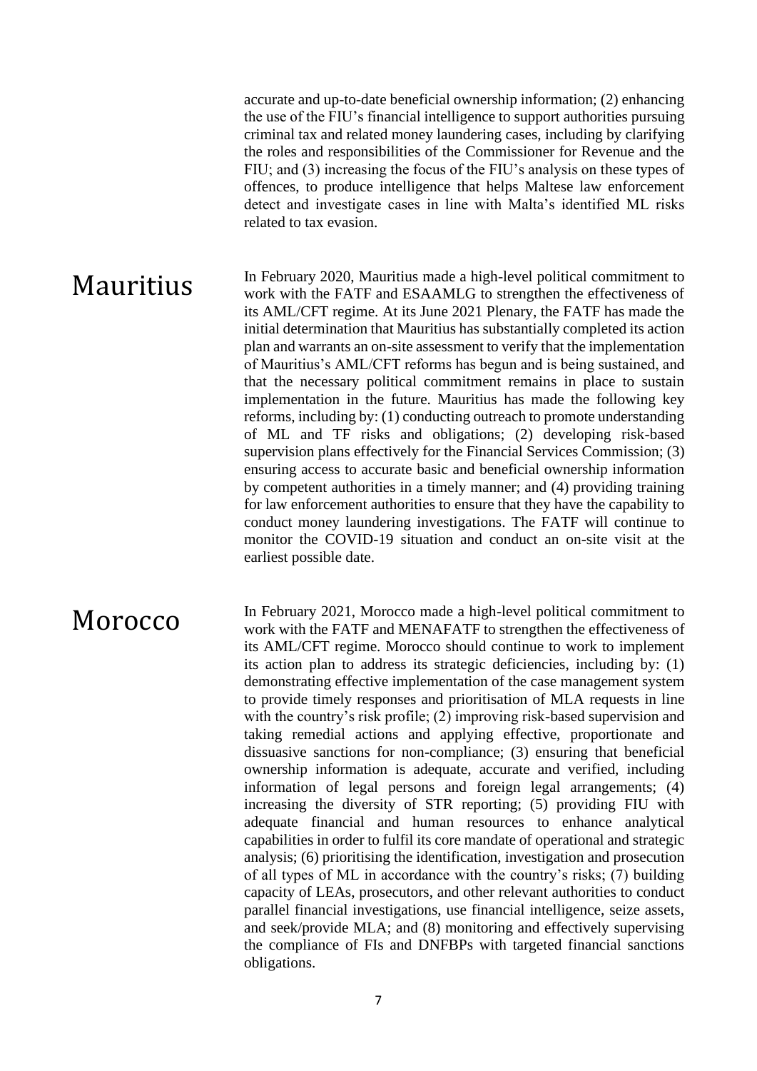accurate and up-to-date beneficial ownership information; (2) enhancing the use of the FIU's financial intelligence to support authorities pursuing criminal tax and related money laundering cases, including by clarifying the roles and responsibilities of the Commissioner for Revenue and the FIU; and (3) increasing the focus of the FIU's analysis on these types of offences, to produce intelligence that helps Maltese law enforcement detect and investigate cases in line with Malta's identified ML risks related to tax evasion.

## Mauritius

In February 2020, Mauritius made a high-level political commitment to work with the FATF and ESAAMLG to strengthen the effectiveness of its AML/CFT regime. At its June 2021 Plenary, the FATF has made the initial determination that Mauritius has substantially completed its action plan and warrants an on-site assessment to verify that the implementation of Mauritius's AML/CFT reforms has begun and is being sustained, and that the necessary political commitment remains in place to sustain implementation in the future. Mauritius has made the following key reforms, including by: (1) conducting outreach to promote understanding of ML and TF risks and obligations; (2) developing risk-based supervision plans effectively for the Financial Services Commission; (3) ensuring access to accurate basic and beneficial ownership information by competent authorities in a timely manner; and (4) providing training for law enforcement authorities to ensure that they have the capability to conduct money laundering investigations. The FATF will continue to monitor the COVID-19 situation and conduct an on-site visit at the earliest possible date.

## Morocco

In February 2021, Morocco made a high-level political commitment to work with the FATF and MENAFATF to strengthen the effectiveness of its AML/CFT regime. Morocco should continue to work to implement its action plan to address its strategic deficiencies, including by: (1) demonstrating effective implementation of the case management system to provide timely responses and prioritisation of MLA requests in line with the country's risk profile; (2) improving risk-based supervision and taking remedial actions and applying effective, proportionate and dissuasive sanctions for non-compliance; (3) ensuring that beneficial ownership information is adequate, accurate and verified, including information of legal persons and foreign legal arrangements; (4) increasing the diversity of STR reporting; (5) providing FIU with adequate financial and human resources to enhance analytical capabilities in order to fulfil its core mandate of operational and strategic analysis; (6) prioritising the identification, investigation and prosecution of all types of ML in accordance with the country's risks; (7) building capacity of LEAs, prosecutors, and other relevant authorities to conduct parallel financial investigations, use financial intelligence, seize assets, and seek/provide MLA; and (8) monitoring and effectively supervising the compliance of FIs and DNFBPs with targeted financial sanctions obligations.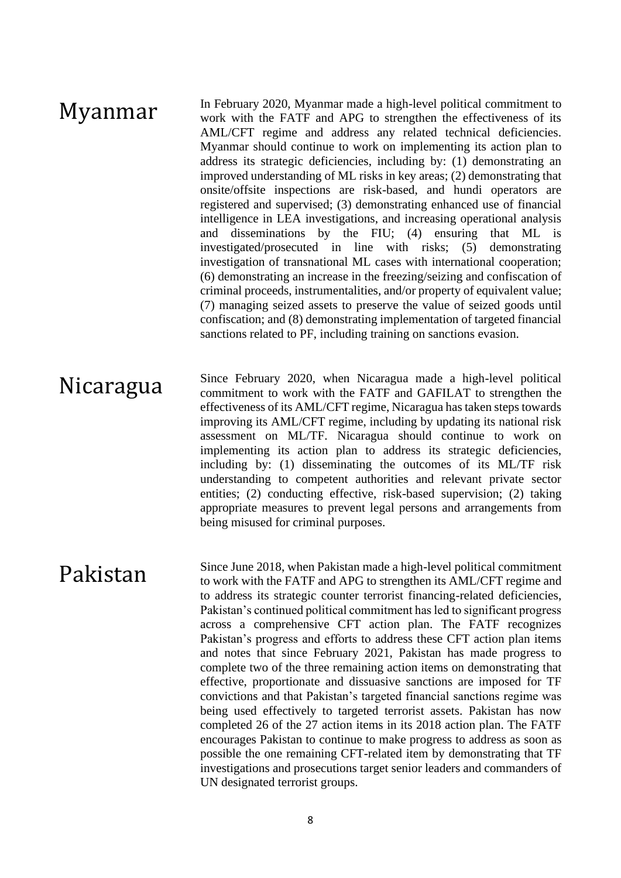## Myanmar

In February 2020, Myanmar made a high-level political commitment to work with the FATF and APG to strengthen the effectiveness of its AML/CFT regime and address any related technical deficiencies. Myanmar should continue to work on implementing its action plan to address its strategic deficiencies, including by: (1) demonstrating an improved understanding of ML risks in key areas; (2) demonstrating that onsite/offsite inspections are risk-based, and hundi operators are registered and supervised; (3) demonstrating enhanced use of financial intelligence in LEA investigations, and increasing operational analysis and disseminations by the FIU; (4) ensuring that ML is investigated/prosecuted in line with risks; (5) demonstrating investigation of transnational ML cases with international cooperation; (6) demonstrating an increase in the freezing/seizing and confiscation of criminal proceeds, instrumentalities, and/or property of equivalent value; (7) managing seized assets to preserve the value of seized goods until confiscation; and (8) demonstrating implementation of targeted financial sanctions related to PF, including training on sanctions evasion.

## Nicaragua

Since February 2020, when Nicaragua made a high-level political commitment to work with the FATF and GAFILAT to strengthen the effectiveness of its AML/CFT regime, Nicaragua has taken steps towards improving its AML/CFT regime, including by updating its national risk assessment on ML/TF. Nicaragua should continue to work on implementing its action plan to address its strategic deficiencies, including by: (1) disseminating the outcomes of its ML/TF risk understanding to competent authorities and relevant private sector entities; (2) conducting effective, risk-based supervision; (2) taking appropriate measures to prevent legal persons and arrangements from being misused for criminal purposes.

## Pakistan

Since June 2018, when Pakistan made a high-level political commitment to work with the FATF and APG to strengthen its AML/CFT regime and to address its strategic counter terrorist financing-related deficiencies, Pakistan's continued political commitment has led to significant progress across a comprehensive CFT action plan. The FATF recognizes Pakistan's progress and efforts to address these CFT action plan items and notes that since February 2021, Pakistan has made progress to complete two of the three remaining action items on demonstrating that effective, proportionate and dissuasive sanctions are imposed for TF convictions and that Pakistan's targeted financial sanctions regime was being used effectively to targeted terrorist assets. Pakistan has now completed 26 of the 27 action items in its 2018 action plan. The FATF encourages Pakistan to continue to make progress to address as soon as possible the one remaining CFT-related item by demonstrating that TF investigations and prosecutions target senior leaders and commanders of UN designated terrorist groups.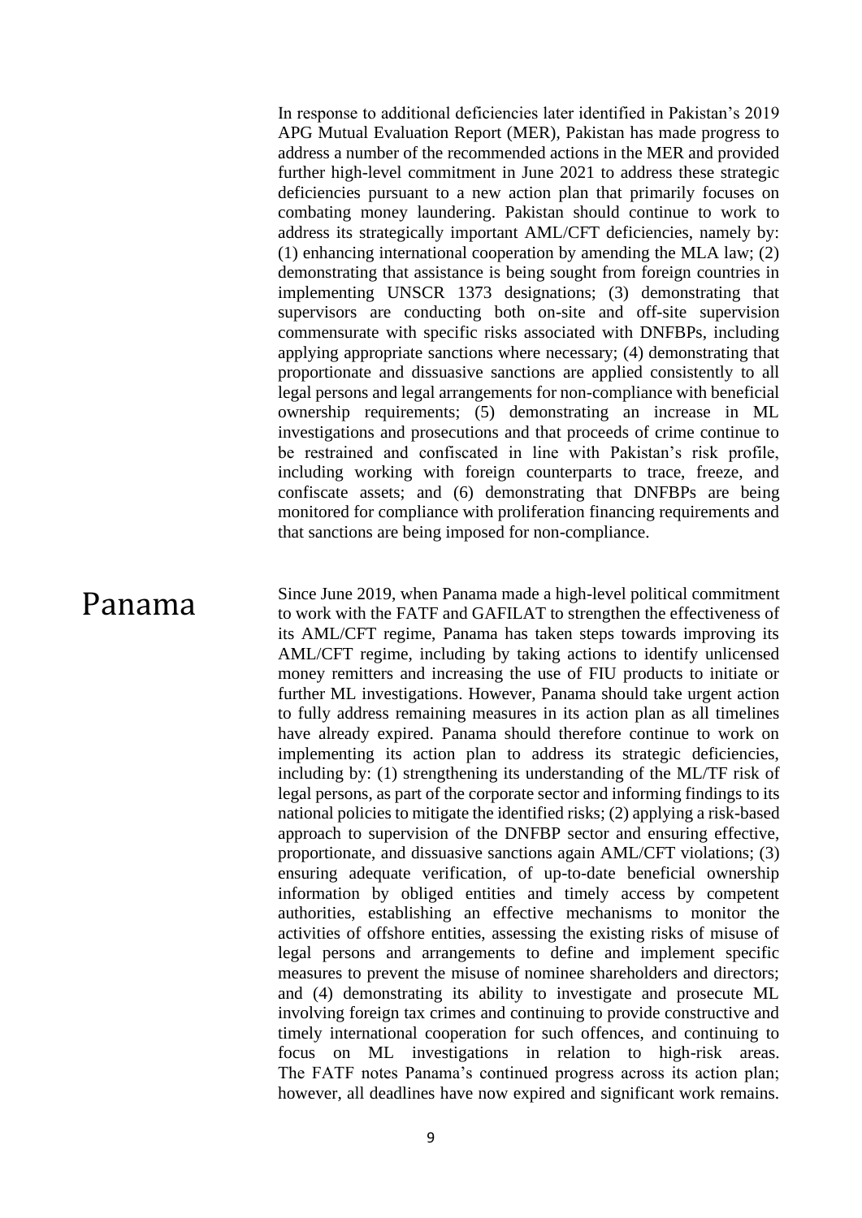In response to additional deficiencies later identified in Pakistan's 2019 APG Mutual Evaluation Report (MER), Pakistan has made progress to address a number of the recommended actions in the MER and provided further high-level commitment in June 2021 to address these strategic deficiencies pursuant to a new action plan that primarily focuses on combating money laundering. Pakistan should continue to work to address its strategically important AML/CFT deficiencies, namely by: (1) enhancing international cooperation by amending the MLA law; (2) demonstrating that assistance is being sought from foreign countries in implementing UNSCR 1373 designations; (3) demonstrating that supervisors are conducting both on-site and off-site supervision commensurate with specific risks associated with DNFBPs, including applying appropriate sanctions where necessary; (4) demonstrating that proportionate and dissuasive sanctions are applied consistently to all legal persons and legal arrangements for non-compliance with beneficial ownership requirements; (5) demonstrating an increase in ML investigations and prosecutions and that proceeds of crime continue to be restrained and confiscated in line with Pakistan's risk profile, including working with foreign counterparts to trace, freeze, and confiscate assets; and (6) demonstrating that DNFBPs are being monitored for compliance with proliferation financing requirements and that sanctions are being imposed for non-compliance.

## Panama

Since June 2019, when Panama made a high-level political commitment to work with the FATF and GAFILAT to strengthen the effectiveness of its AML/CFT regime, Panama has taken steps towards improving its AML/CFT regime, including by taking actions to identify unlicensed money remitters and increasing the use of FIU products to initiate or further ML investigations. However, Panama should take urgent action to fully address remaining measures in its action plan as all timelines have already expired. Panama should therefore continue to work on implementing its action plan to address its strategic deficiencies, including by: (1) strengthening its understanding of the ML/TF risk of legal persons, as part of the corporate sector and informing findings to its national policies to mitigate the identified risks; (2) applying a risk-based approach to supervision of the DNFBP sector and ensuring effective, proportionate, and dissuasive sanctions again AML/CFT violations; (3) ensuring adequate verification, of up-to-date beneficial ownership information by obliged entities and timely access by competent authorities, establishing an effective mechanisms to monitor the activities of offshore entities, assessing the existing risks of misuse of legal persons and arrangements to define and implement specific measures to prevent the misuse of nominee shareholders and directors; and (4) demonstrating its ability to investigate and prosecute ML involving foreign tax crimes and continuing to provide constructive and timely international cooperation for such offences, and continuing to focus on ML investigations in relation to high-risk areas. The FATF notes Panama's continued progress across its action plan; however, all deadlines have now expired and significant work remains.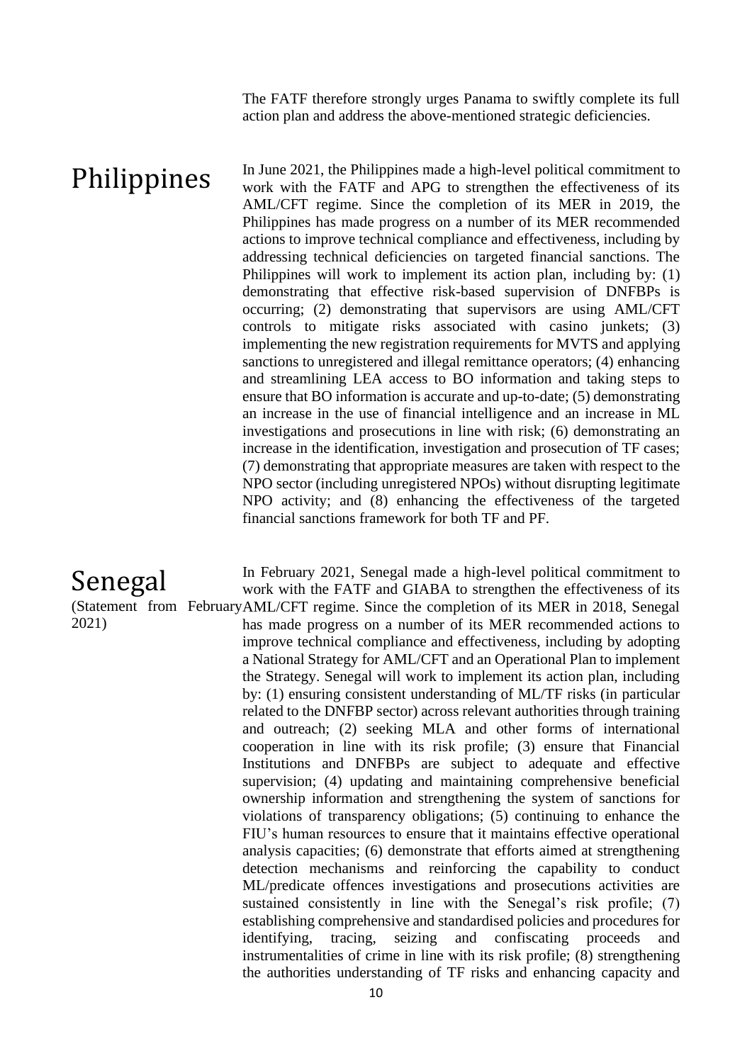The FATF therefore strongly urges Panama to swiftly complete its full action plan and address the above-mentioned strategic deficiencies.

## Philippines

In June 2021, the Philippines made a high-level political commitment to work with the FATF and APG to strengthen the effectiveness of its AML/CFT regime. Since the completion of its MER in 2019, the Philippines has made progress on a number of its MER recommended actions to improve technical compliance and effectiveness, including by addressing technical deficiencies on targeted financial sanctions. The Philippines will work to implement its action plan, including by: (1) demonstrating that effective risk-based supervision of DNFBPs is occurring; (2) demonstrating that supervisors are using AML/CFT controls to mitigate risks associated with casino junkets; (3) implementing the new registration requirements for MVTS and applying sanctions to unregistered and illegal remittance operators; (4) enhancing and streamlining LEA access to BO information and taking steps to ensure that BO information is accurate and up-to-date; (5) demonstrating an increase in the use of financial intelligence and an increase in ML investigations and prosecutions in line with risk; (6) demonstrating an increase in the identification, investigation and prosecution of TF cases; (7) demonstrating that appropriate measures are taken with respect to the NPO sector (including unregistered NPOs) without disrupting legitimate NPO activity; and (8) enhancing the effectiveness of the targeted financial sanctions framework for both TF and PF.

## Senegal

(Statement from February 2021)

In February 2021, Senegal made a high-level political commitment to work with the FATF and GIABA to strengthen the effectiveness of its AML/CFT regime. Since the completion of its MER in 2018, Senegal has made progress on a number of its MER recommended actions to improve technical compliance and effectiveness, including by adopting a National Strategy for AML/CFT and an Operational Plan to implement the Strategy. Senegal will work to implement its action plan, including by: (1) ensuring consistent understanding of ML/TF risks (in particular related to the DNFBP sector) across relevant authorities through training and outreach; (2) seeking MLA and other forms of international cooperation in line with its risk profile; (3) ensure that Financial Institutions and DNFBPs are subject to adequate and effective supervision; (4) updating and maintaining comprehensive beneficial ownership information and strengthening the system of sanctions for violations of transparency obligations; (5) continuing to enhance the FIU's human resources to ensure that it maintains effective operational analysis capacities; (6) demonstrate that efforts aimed at strengthening detection mechanisms and reinforcing the capability to conduct ML/predicate offences investigations and prosecutions activities are sustained consistently in line with the Senegal's risk profile; (7) establishing comprehensive and standardised policies and procedures for identifying, tracing, seizing and confiscating proceeds and instrumentalities of crime in line with its risk profile; (8) strengthening the authorities understanding of TF risks and enhancing capacity and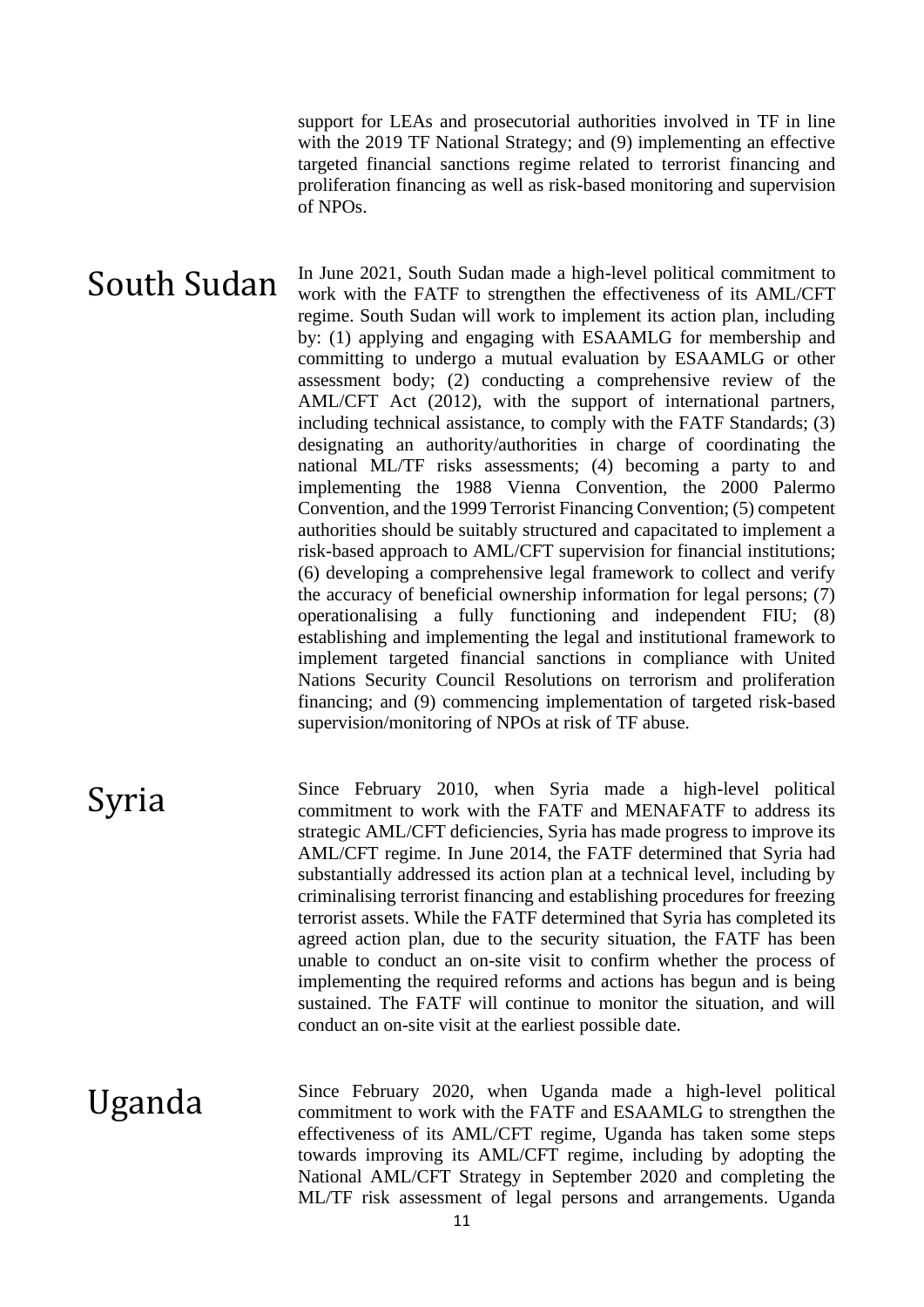support for LEAs and prosecutorial authorities involved in TF in line with the 2019 TF National Strategy; and (9) implementing an effective targeted financial sanctions regime related to terrorist financing and proliferation financing as well as risk-based monitoring and supervision of NPOs.

## South Sudan

In June 2021, South Sudan made a high-level political commitment to work with the FATF to strengthen the effectiveness of its AML/CFT regime. South Sudan will work to implement its action plan, including by: (1) applying and engaging with ESAAMLG for membership and committing to undergo a mutual evaluation by ESAAMLG or other assessment body; (2) conducting a comprehensive review of the AML/CFT Act (2012), with the support of international partners, including technical assistance, to comply with the FATF Standards; (3) designating an authority/authorities in charge of coordinating the national ML/TF risks assessments; (4) becoming a party to and implementing the 1988 Vienna Convention, the 2000 Palermo Convention, and the 1999 Terrorist Financing Convention; (5) competent authorities should be suitably structured and capacitated to implement a risk-based approach to AML/CFT supervision for financial institutions; (6) developing a comprehensive legal framework to collect and verify the accuracy of beneficial ownership information for legal persons; (7) operationalising a fully functioning and independent FIU; (8) establishing and implementing the legal and institutional framework to implement targeted financial sanctions in compliance with United Nations Security Council Resolutions on terrorism and proliferation financing; and (9) commencing implementation of targeted risk-based supervision/monitoring of NPOs at risk of TF abuse.

## Syria

Since February 2010, when Syria made a high-level political commitment to work with the FATF and MENAFATF to address its strategic AML/CFT deficiencies, Syria has made progress to improve its AML/CFT regime. In June 2014, the FATF determined that Syria had substantially addressed its action plan at a technical level, including by criminalising terrorist financing and establishing procedures for freezing terrorist assets. While the FATF determined that Syria has completed its agreed action plan, due to the security situation, the FATF has been unable to conduct an on-site visit to confirm whether the process of implementing the required reforms and actions has begun and is being sustained. The FATF will continue to monitor the situation, and will conduct an on-site visit at the earliest possible date.

## Uganda

Since February 2020, when Uganda made a high-level political commitment to work with the FATF and ESAAMLG to strengthen the effectiveness of its AML/CFT regime, Uganda has taken some steps towards improving its AML/CFT regime, including by adopting the National AML/CFT Strategy in September 2020 and completing the ML/TF risk assessment of legal persons and arrangements. Uganda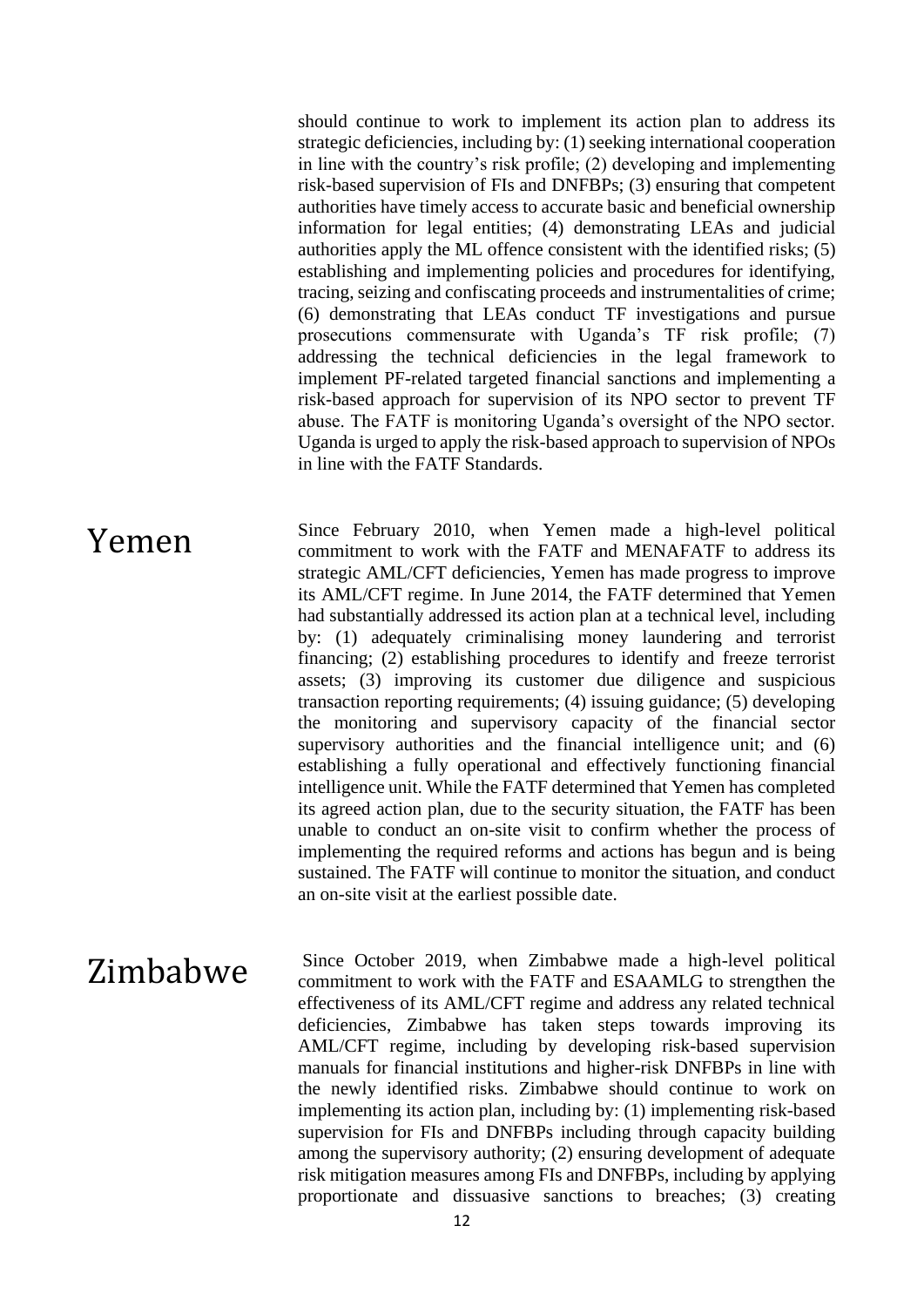should continue to work to implement its action plan to address its strategic deficiencies, including by: (1) seeking international cooperation in line with the country's risk profile; (2) developing and implementing risk-based supervision of FIs and DNFBPs; (3) ensuring that competent authorities have timely access to accurate basic and beneficial ownership information for legal entities; (4) demonstrating LEAs and judicial authorities apply the ML offence consistent with the identified risks; (5) establishing and implementing policies and procedures for identifying, tracing, seizing and confiscating proceeds and instrumentalities of crime; (6) demonstrating that LEAs conduct TF investigations and pursue prosecutions commensurate with Uganda's TF risk profile; (7) addressing the technical deficiencies in the legal framework to implement PF-related targeted financial sanctions and implementing a risk-based approach for supervision of its NPO sector to prevent TF abuse. The FATF is monitoring Uganda's oversight of the NPO sector. Uganda is urged to apply the risk-based approach to supervision of NPOs in line with the FATF Standards.

## Yemen

Since February 2010, when Yemen made a high-level political commitment to work with the FATF and MENAFATF to address its strategic AML/CFT deficiencies, Yemen has made progress to improve its AML/CFT regime. In June 2014, the FATF determined that Yemen had substantially addressed its action plan at a technical level, including by: (1) adequately criminalising money laundering and terrorist financing; (2) establishing procedures to identify and freeze terrorist assets; (3) improving its customer due diligence and suspicious transaction reporting requirements; (4) issuing guidance; (5) developing the monitoring and supervisory capacity of the financial sector supervisory authorities and the financial intelligence unit; and (6) establishing a fully operational and effectively functioning financial intelligence unit. While the FATF determined that Yemen has completed its agreed action plan, due to the security situation, the FATF has been unable to conduct an on-site visit to confirm whether the process of implementing the required reforms and actions has begun and is being sustained. The FATF will continue to monitor the situation, and conduct an on-site visit at the earliest possible date.

## Zimbabwe

Since October 2019, when Zimbabwe made a high-level political commitment to work with the FATF and ESAAMLG to strengthen the effectiveness of its AML/CFT regime and address any related technical deficiencies, Zimbabwe has taken steps towards improving its AML/CFT regime, including by developing risk-based supervision manuals for financial institutions and higher-risk DNFBPs in line with the newly identified risks. Zimbabwe should continue to work on implementing its action plan, including by: (1) implementing risk-based supervision for FIs and DNFBPs including through capacity building among the supervisory authority; (2) ensuring development of adequate risk mitigation measures among FIs and DNFBPs, including by applying proportionate and dissuasive sanctions to breaches; (3) creating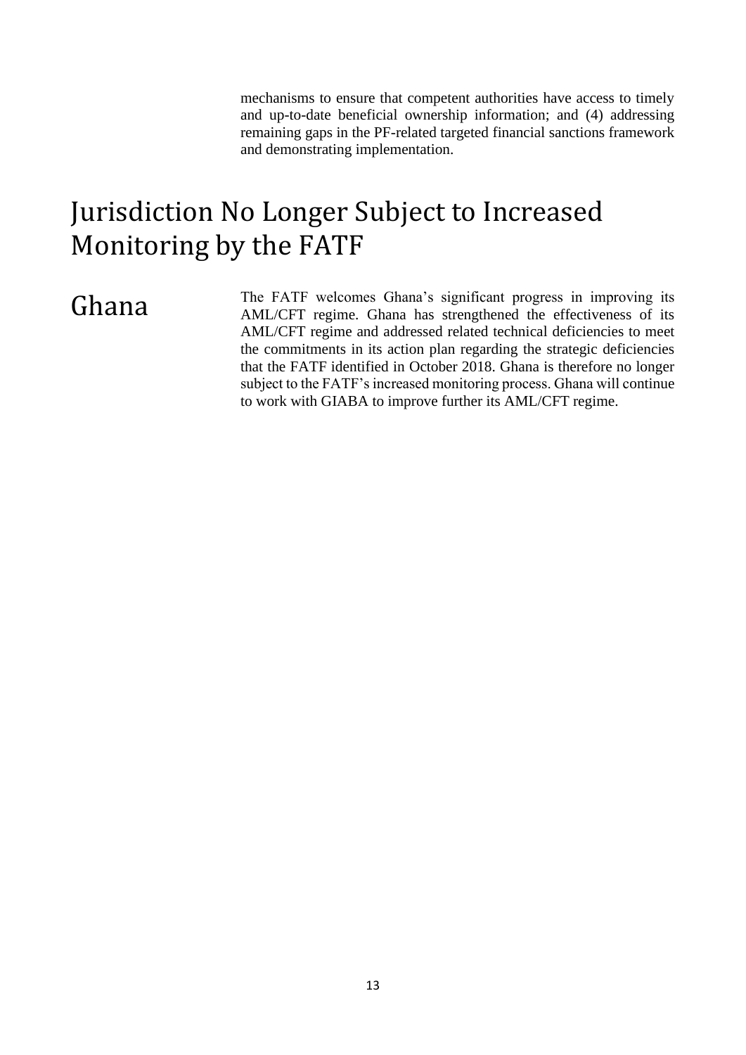mechanisms to ensure that competent authorities have access to timely and up-to-date beneficial ownership information; and (4) addressing remaining gaps in the PF-related targeted financial sanctions framework and demonstrating implementation.

# Jurisdiction No Longer Subject to Increased Monitoring by the FATF

## Ghana

The FATF welcomes Ghana's significant progress in improving its AML/CFT regime. Ghana has strengthened the effectiveness of its AML/CFT regime and addressed related technical deficiencies to meet the commitments in its action plan regarding the strategic deficiencies that the FATF identified in October 2018. Ghana is therefore no longer subject to the FATF's increased monitoring process. Ghana will continue to work with GIABA to improve further its AML/CFT regime.